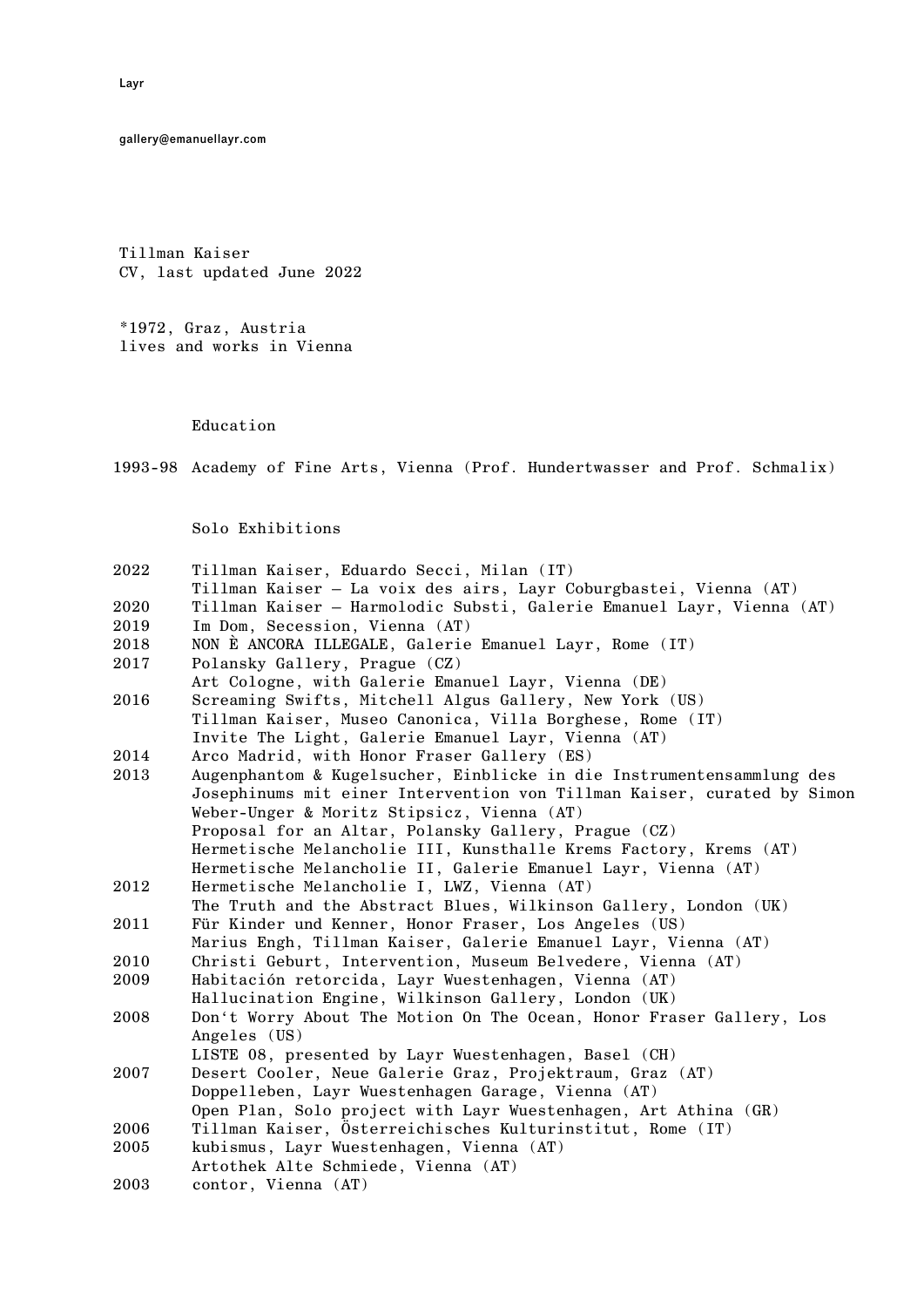Layr

gallery@emanuellayr.com

Tillman Kaiser
CV, last updated June 2022

*1972, Graz, Austria
lives and works in Vienna

## Education

1993-98 Academy of Fine Arts, Vienna (Prof. Hundertwasser and Prof. Schmalix)

## Solo Exhibitions

2022 Tillman Kaiser, Eduardo Secci, Milan (IT)
Tillman Kaiser – La voix des airs, Layr Coburgbastei, Vienna (AT)

2020 Tillman Kaiser – Harmolodic Substi, Galerie Emanuel Layr, Vienna (AT)

2019 Im Dom, Secession, Vienna (AT)

2018 NON È ANCORA ILLEGALE, Galerie Emanuel Layr, Rome (IT)

2017 Polansky Gallery, Prague (CZ)
Art Cologne, with Galerie Emanuel Layr, Vienna (DE)

2016 Screaming Swifts, Mitchell Algus Gallery, New York (US)
Tillman Kaiser, Museo Canonica, Villa Borghese, Rome (IT)
Invite The Light, Galerie Emanuel Layr, Vienna (AT)

2014 Arco Madrid, with Honor Fraser Gallery (ES)

2013 Augenphantom & Kugelsucher, Einblicke in die Instrumentensammlung des Josephinums mit einer Intervention von Tillman Kaiser, curated by Simon Weber-Unger & Moritz Stipsicz, Vienna (AT)
Proposal for an Altar, Polansky Gallery, Prague (CZ)
Hermetische Melancholie III, Kunsthalle Krems Factory, Krems (AT)
Hermetische Melancholie II, Galerie Emanuel Layr, Vienna (AT)

2012 Hermetische Melancholie I, LWZ, Vienna (AT)
The Truth and the Abstract Blues, Wilkinson Gallery, London (UK)

2011 Für Kinder und Kenner, Honor Fraser, Los Angeles (US)
Marius Engh, Tillman Kaiser, Galerie Emanuel Layr, Vienna (AT)

2010 Christi Geburt, Intervention, Museum Belvedere, Vienna (AT)

2009 Habitación retorcida, Layr Wuestenhagen, Vienna (AT)
Hallucination Engine, Wilkinson Gallery, London (UK)

2008 Don‘t Worry About The Motion On The Ocean, Honor Fraser Gallery, Los Angeles (US)
LISTE 08, presented by Layr Wuestenhagen, Basel (CH)

2007 Desert Cooler, Neue Galerie Graz, Projektraum, Graz (AT)
Doppelleben, Layr Wuestenhagen Garage, Vienna (AT)
Open Plan, Solo project with Layr Wuestenhagen, Art Athina (GR)

2006 Tillman Kaiser, Österreichisches Kulturinstitut, Rome (IT)

2005 kubismus, Layr Wuestenhagen, Vienna (AT)
Artothek Alte Schmiede, Vienna (AT)

2003 contor, Vienna (AT)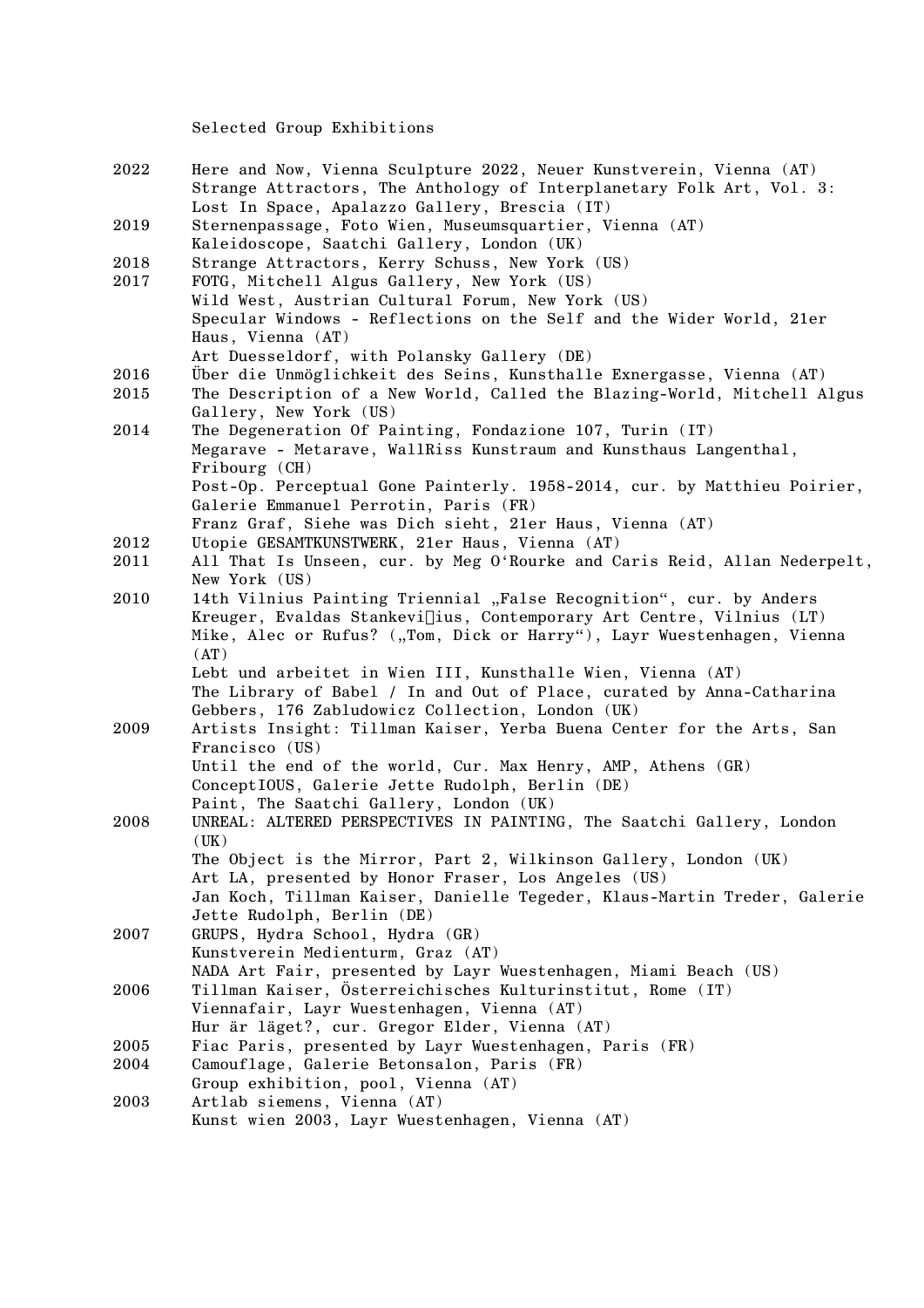Selected Group Exhibitions

| | |
|---|---|
| 2022 | Here and Now, Vienna Sculpture 2022, Neuer Kunstverein, Vienna (AT) |
| | Strange Attractors, The Anthology of Interplanetary Folk Art, Vol. 3: Lost In Space, Apalazzo Gallery, Brescia (IT) |
| 2019 | Sternenpassage, Foto Wien, Museumsquartier, Vienna (AT) |
| | Kaleidoscope, Saatchi Gallery, London (UK) |
| 2018 | Strange Attractors, Kerry Schuss, New York (US) |
| 2017 | FOTG, Mitchell Algus Gallery, New York (US) |
| | Wild West, Austrian Cultural Forum, New York (US) |
| | Specular Windows - Reflections on the Self and the Wider World, 21er Haus, Vienna (AT) |
| | Art Duesseldorf, with Polansky Gallery (DE) |
| 2016 | Über die Unmöglichkeit des Seins, Kunsthalle Exnergasse, Vienna (AT) |
| 2015 | The Description of a New World, Called the Blazing-World, Mitchell Algus Gallery, New York (US) |
| 2014 | The Degeneration Of Painting, Fondazione 107, Turin (IT) |
| | Megarave - Metarave, WallRiss Kunstraum and Kunsthaus Langenthal, Fribourg (CH) |
| | Post-Op. Perceptual Gone Painterly. 1958-2014, cur. by Matthieu Poirier, Galerie Emmanuel Perrotin, Paris (FR) |
| | Franz Graf, Siehe was Dich sieht, 21er Haus, Vienna (AT) |
| 2012 | Utopie GESAMTKUNSTWERK, 21er Haus, Vienna (AT) |
| 2011 | All That Is Unseen, cur. by Meg O'Rourke and Caris Reid, Allan Nederpelt, New York (US) |
| 2010 | 14th Vilnius Painting Triennial „False Recognition", cur. by Anders Kreuger, Evaldas Stankevičius, Contemporary Art Centre, Vilnius (LT) |
| | Mike, Alec or Rufus? („Tom, Dick or Harry"), Layr Wuestenhagen, Vienna (AT) |
| | Lebt und arbeitet in Wien III, Kunsthalle Wien, Vienna (AT) |
| | The Library of Babel / In and Out of Place, curated by Anna-Catharina Gebbers, 176 Zabludowicz Collection, London (UK) |
| 2009 | Artists Insight: Tillman Kaiser, Yerba Buena Center for the Arts, San Francisco (US) |
| | Until the end of the world, Cur. Max Henry, AMP, Athens (GR) |
| | ConceptIOUS, Galerie Jette Rudolph, Berlin (DE) |
| | Paint, The Saatchi Gallery, London (UK) |
| 2008 | UNREAL: ALTERED PERSPECTIVES IN PAINTING, The Saatchi Gallery, London (UK) |
| | The Object is the Mirror, Part 2, Wilkinson Gallery, London (UK) |
| | Art LA, presented by Honor Fraser, Los Angeles (US) |
| | Jan Koch, Tillman Kaiser, Danielle Tegeder, Klaus-Martin Treder, Galerie Jette Rudolph, Berlin (DE) |
| 2007 | GRUPS, Hydra School, Hydra (GR) |
| | Kunstverein Medienturm, Graz (AT) |
| | NADA Art Fair, presented by Layr Wuestenhagen, Miami Beach (US) |
| 2006 | Tillman Kaiser, Österreichisches Kulturinstitut, Rome (IT) |
| | Viennafair, Layr Wuestenhagen, Vienna (AT) |
| | Hur är läget?, cur. Gregor Elder, Vienna (AT) |
| 2005 | Fiac Paris, presented by Layr Wuestenhagen, Paris (FR) |
| 2004 | Camouflage, Galerie Betonsalon, Paris (FR) |
| | Group exhibition, pool, Vienna (AT) |
| 2003 | Artlab siemens, Vienna (AT) |
| | Kunst wien 2003, Layr Wuestenhagen, Vienna (AT) |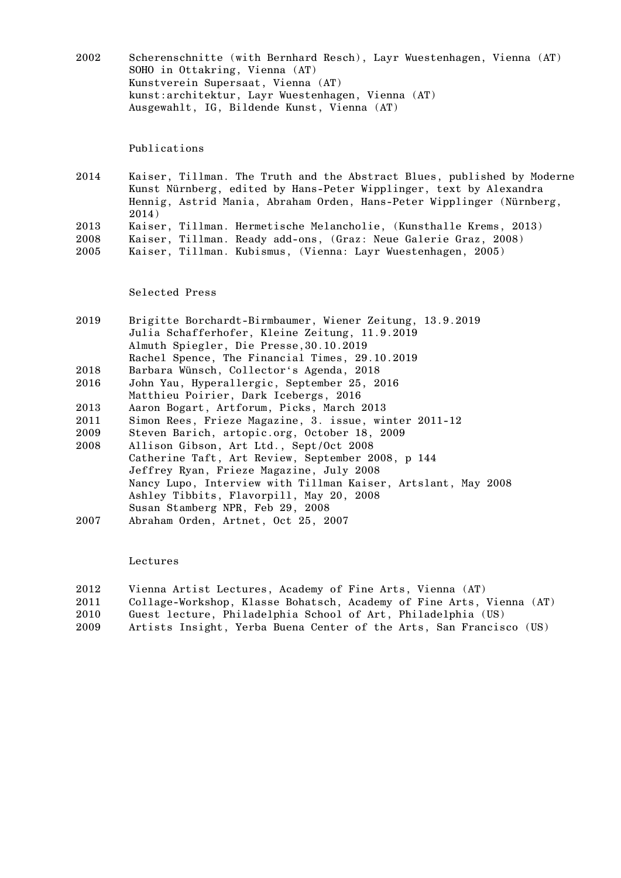2002 Scherenschnitte (with Bernhard Resch), Layr Wuestenhagen, Vienna (AT)
SOHO in Ottakring, Vienna (AT)
Kunstverein Supersaat, Vienna (AT)
kunst:architektur, Layr Wuestenhagen, Vienna (AT)
Ausgewahlt, IG, Bildende Kunst, Vienna (AT)

## Publications

2014 Kaiser, Tillman. The Truth and the Abstract Blues, published by Moderne Kunst Nürnberg, edited by Hans-Peter Wipplinger, text by Alexandra Hennig, Astrid Mania, Abraham Orden, Hans-Peter Wipplinger (Nürnberg, 2014)
2013 Kaiser, Tillman. Hermetische Melancholie, (Kunsthalle Krems, 2013)
2008 Kaiser, Tillman. Ready add-ons, (Graz: Neue Galerie Graz, 2008)
2005 Kaiser, Tillman. Kubismus, (Vienna: Layr Wuestenhagen, 2005)

## Selected Press

2019 Brigitte Borchardt-Birmbaumer, Wiener Zeitung, 13.9.2019
Julia Schafferhofer, Kleine Zeitung, 11.9.2019
Almuth Spiegler, Die Presse,30.10.2019
Rachel Spence, The Financial Times, 29.10.2019
2018 Barbara Wünsch, Collector's Agenda, 2018
2016 John Yau, Hyperallergic, September 25, 2016
Matthieu Poirier, Dark Icebergs, 2016
2013 Aaron Bogart, Artforum, Picks, March 2013
2011 Simon Rees, Frieze Magazine, 3. issue, winter 2011-12
2009 Steven Barich, artopic.org, October 18, 2009
2008 Allison Gibson, Art Ltd., Sept/Oct 2008
Catherine Taft, Art Review, September 2008, p 144
Jeffrey Ryan, Frieze Magazine, July 2008
Nancy Lupo, Interview with Tillman Kaiser, Artslant, May 2008
Ashley Tibbits, Flavorpill, May 20, 2008
Susan Stamberg NPR, Feb 29, 2008
2007 Abraham Orden, Artnet, Oct 25, 2007

## Lectures

2012 Vienna Artist Lectures, Academy of Fine Arts, Vienna (AT)
2011 Collage-Workshop, Klasse Bohatsch, Academy of Fine Arts, Vienna (AT)
2010 Guest lecture, Philadelphia School of Art, Philadelphia (US)
2009 Artists Insight, Yerba Buena Center of the Arts, San Francisco (US)